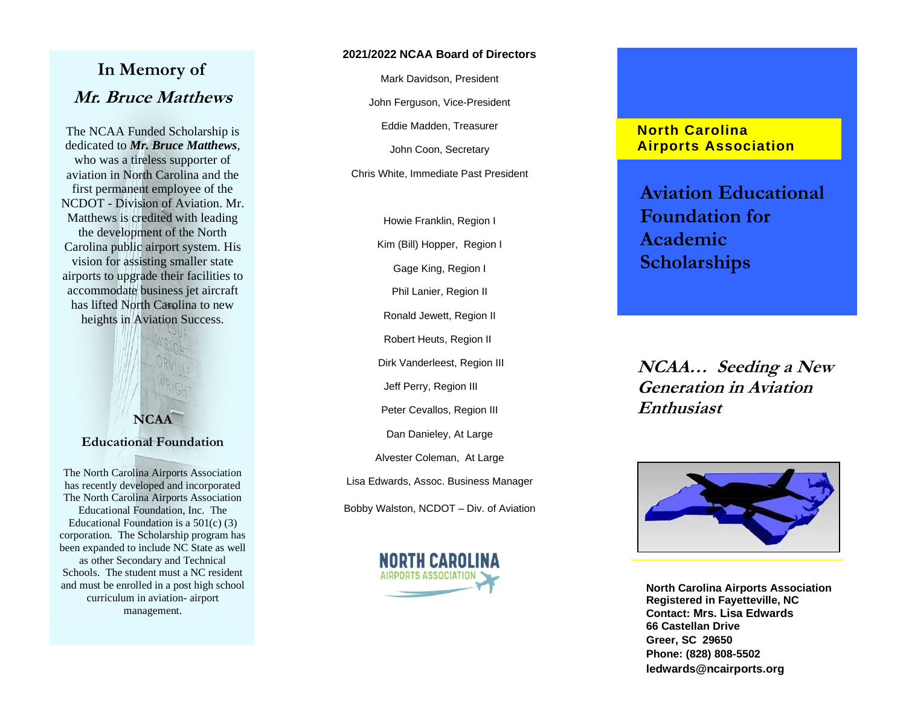# In Memory of

## *Mr. Bruce Matthews*

The NCAA Funded Scholarship is dedicated to ***Mr. Bruce Matthews***, who was a tireless supporter of aviation in North Carolina and the first permanent employee of the NCDOT - Division of Aviation. Mr. Matthews is credited with leading the development of the North Carolina public airport system. His vision for assisting smaller state airports to upgrade their facilities to accommodate business jet aircraft has lifted North Carolina to new heights in Aviation Success.

### NCAA

### Educational Foundation

The North Carolina Airports Association has recently developed and incorporated The North Carolina Airports Association Educational Foundation, Inc. The Educational Foundation is a 501(c) (3) corporation. The Scholarship program has been expanded to include NC State as well as other Secondary and Technical Schools. The student must a NC resident and must be enrolled in a post high school curriculum in aviation- airport management.

**2021/2022 NCAA Board of Directors**

Mark Davidson, President

John Ferguson, Vice-President

Eddie Madden, Treasurer

John Coon, Secretary

Chris White, Immediate Past President

Howie Franklin, Region I

Kim (Bill) Hopper, Region I

Gage King, Region I

Phil Lanier, Region II

Ronald Jewett, Region II

Robert Heuts, Region II

Dirk Vanderleest, Region III

Jeff Perry, Region III

Peter Cevallos, Region III

Dan Danieley, At Large

Alvester Coleman, At Large

Lisa Edwards, Assoc. Business Manager

Bobby Walston, NCDOT – Div. of Aviation

NORTH CAROLINA
AIRPORTS ASSOCIATION

**North Carolina Airports Association**

# Aviation Educational Foundation for Academic Scholarships

## *NCAA… Seeding a New Generation in Aviation Enthusiast*

**North Carolina Airports Association**
**Registered in Fayetteville, NC**
**Contact: Mrs. Lisa Edwards**
**66 Castellan Drive**
**Greer, SC 29650**
**Phone: (828) 808-5502**
**ledwards@ncairports.org**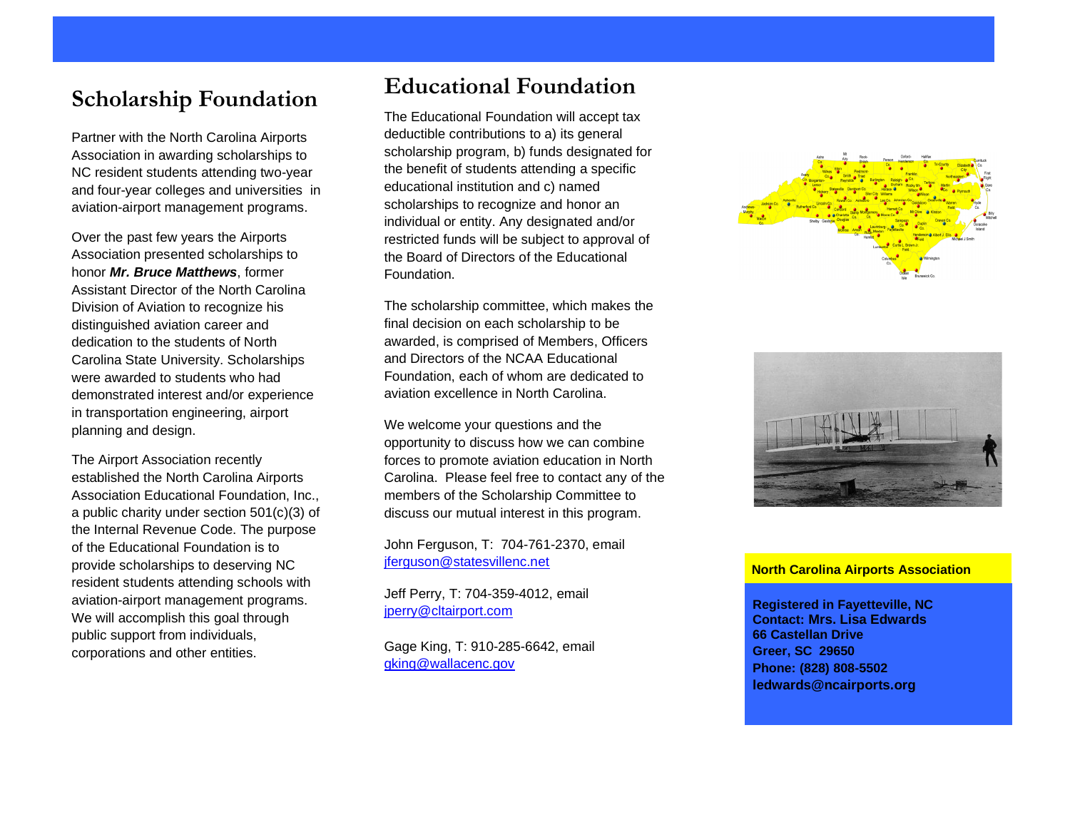## Scholarship Foundation

Partner with the North Carolina Airports Association in awarding scholarships to NC resident students attending two-year and four-year colleges and universities in aviation-airport management programs.

Over the past few years the Airports Association presented scholarships to honor ***Mr. Bruce Matthews***, former Assistant Director of the North Carolina Division of Aviation to recognize his distinguished aviation career and dedication to the students of North Carolina State University. Scholarships were awarded to students who had demonstrated interest and/or experience in transportation engineering, airport planning and design.

The Airport Association recently established the North Carolina Airports Association Educational Foundation, Inc., a public charity under section 501(c)(3) of the Internal Revenue Code. The purpose of the Educational Foundation is to provide scholarships to deserving NC resident students attending schools with aviation-airport management programs. We will accomplish this goal through public support from individuals, corporations and other entities.

## Educational Foundation

The Educational Foundation will accept tax deductible contributions to a) its general scholarship program, b) funds designated for the benefit of students attending a specific educational institution and c) named scholarships to recognize and honor an individual or entity. Any designated and/or restricted funds will be subject to approval of the Board of Directors of the Educational Foundation.

The scholarship committee, which makes the final decision on each scholarship to be awarded, is comprised of Members, Officers and Directors of the NCAA Educational Foundation, each of whom are dedicated to aviation excellence in North Carolina.

We welcome your questions and the opportunity to discuss how we can combine forces to promote aviation education in North Carolina. Please feel free to contact any of the members of the Scholarship Committee to discuss our mutual interest in this program.

John Ferguson, T: 704-761-2370, email
jferguson@statesvillenc.net

Jeff Perry, T: 704-359-4012, email
jperry@cltairport.com

Gage King, T: 910-285-6642, email
gking@wallacenc.gov

**North Carolina Airports Association**

**Registered in Fayetteville, NC**
**Contact: Mrs. Lisa Edwards**
**66 Castellan Drive**
**Greer, SC 29650**
**Phone: (828) 808-5502**
**ledwards@ncairports.org**